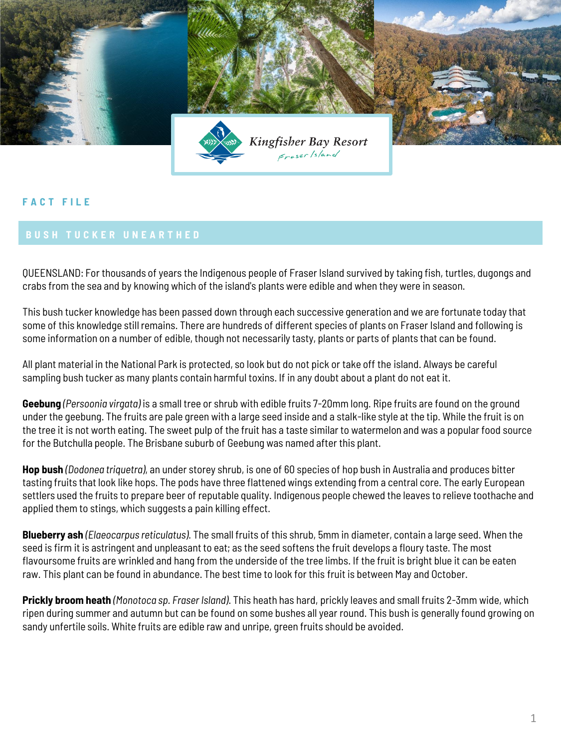Kingfisher Bay Resort
Fraser Island

FACT FILE

## BUSH TUCKER UNEARTHED

QUEENSLAND: For thousands of years the Indigenous people of Fraser Island survived by taking fish, turtles, dugongs and crabs from the sea and by knowing which of the island's plants were edible and when they were in season.

This bush tucker knowledge has been passed down through each successive generation and we are fortunate today that some of this knowledge still remains. There are hundreds of different species of plants on Fraser Island and following is some information on a number of edible, though not necessarily tasty, plants or parts of plants that can be found.

All plant material in the National Park is protected, so look but do not pick or take off the island. Always be careful sampling bush tucker as many plants contain harmful toxins. If in any doubt about a plant do not eat it.

**Geebung** *(Persoonia virgata)* is a small tree or shrub with edible fruits 7-20mm long. Ripe fruits are found on the ground under the geebung. The fruits are pale green with a large seed inside and a stalk-like style at the tip. While the fruit is on the tree it is not worth eating. The sweet pulp of the fruit has a taste similar to watermelon and was a popular food source for the Butchulla people. The Brisbane suburb of Geebung was named after this plant.

**Hop bush** *(Dodonea triquetra)*, an under storey shrub, is one of 60 species of hop bush in Australia and produces bitter tasting fruits that look like hops. The pods have three flattened wings extending from a central core. The early European settlers used the fruits to prepare beer of reputable quality. Indigenous people chewed the leaves to relieve toothache and applied them to stings, which suggests a pain killing effect.

**Blueberry ash** *(Elaeocarpus reticulatus)*. The small fruits of this shrub, 5mm in diameter, contain a large seed. When the seed is firm it is astringent and unpleasant to eat; as the seed softens the fruit develops a floury taste. The most flavoursome fruits are wrinkled and hang from the underside of the tree limbs. If the fruit is bright blue it can be eaten raw. This plant can be found in abundance. The best time to look for this fruit is between May and October.

**Prickly broom heath** *(Monotoca sp. Fraser Island)*. This heath has hard, prickly leaves and small fruits 2-3mm wide, which ripen during summer and autumn but can be found on some bushes all year round. This bush is generally found growing on sandy unfertile soils. White fruits are edible raw and unripe, green fruits should be avoided.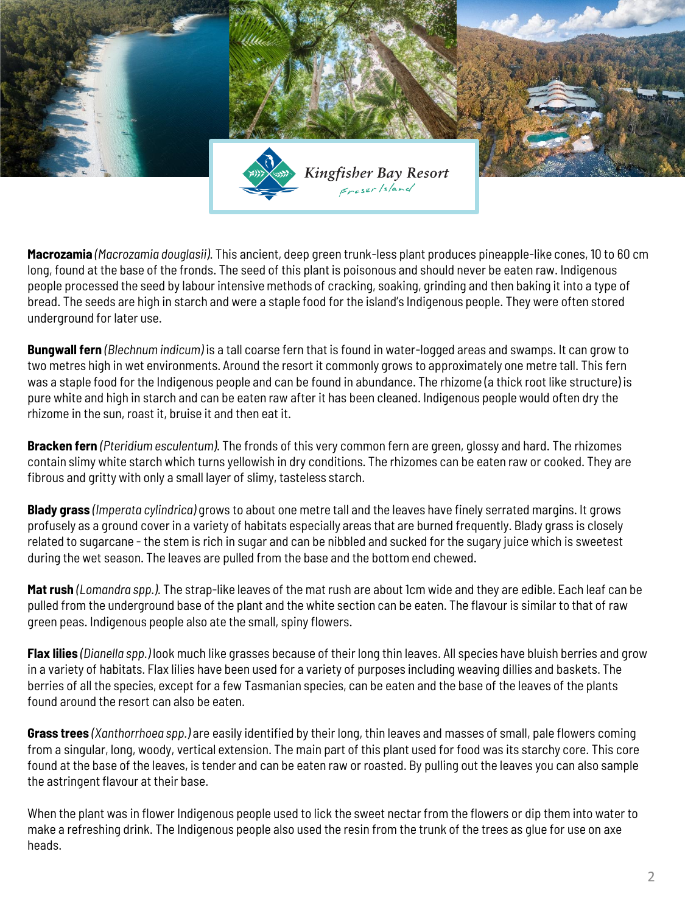**Macrozamia** *(Macrozamia douglasii)*. This ancient, deep green trunk-less plant produces pineapple-like cones, 10 to 60 cm long, found at the base of the fronds. The seed of this plant is poisonous and should never be eaten raw. Indigenous people processed the seed by labour intensive methods of cracking, soaking, grinding and then baking it into a type of bread. The seeds are high in starch and were a staple food for the island's Indigenous people. They were often stored underground for later use.

**Bungwall fern** *(Blechnum indicum)* is a tall coarse fern that is found in water-logged areas and swamps. It can grow to two metres high in wet environments. Around the resort it commonly grows to approximately one metre tall. This fern was a staple food for the Indigenous people and can be found in abundance. The rhizome (a thick root like structure) is pure white and high in starch and can be eaten raw after it has been cleaned. Indigenous people would often dry the rhizome in the sun, roast it, bruise it and then eat it.

**Bracken fern** *(Pteridium esculentum)*. The fronds of this very common fern are green, glossy and hard. The rhizomes contain slimy white starch which turns yellowish in dry conditions. The rhizomes can be eaten raw or cooked. They are fibrous and gritty with only a small layer of slimy, tasteless starch.

**Blady grass** *(Imperata cylindrica)* grows to about one metre tall and the leaves have finely serrated margins. It grows profusely as a ground cover in a variety of habitats especially areas that are burned frequently. Blady grass is closely related to sugarcane - the stem is rich in sugar and can be nibbled and sucked for the sugary juice which is sweetest during the wet season. The leaves are pulled from the base and the bottom end chewed.

**Mat rush** *(Lomandra spp.)*. The strap-like leaves of the mat rush are about 1cm wide and they are edible. Each leaf can be pulled from the underground base of the plant and the white section can be eaten. The flavour is similar to that of raw green peas. Indigenous people also ate the small, spiny flowers.

**Flax lilies** *(Dianella spp.)* look much like grasses because of their long thin leaves. All species have bluish berries and grow in a variety of habitats. Flax lilies have been used for a variety of purposes including weaving dillies and baskets. The berries of all the species, except for a few Tasmanian species, can be eaten and the base of the leaves of the plants found around the resort can also be eaten.

**Grass trees** *(Xanthorrhoea spp.)* are easily identified by their long, thin leaves and masses of small, pale flowers coming from a singular, long, woody, vertical extension. The main part of this plant used for food was its starchy core. This core found at the base of the leaves, is tender and can be eaten raw or roasted. By pulling out the leaves you can also sample the astringent flavour at their base.

When the plant was in flower Indigenous people used to lick the sweet nectar from the flowers or dip them into water to make a refreshing drink. The Indigenous people also used the resin from the trunk of the trees as glue for use on axe heads.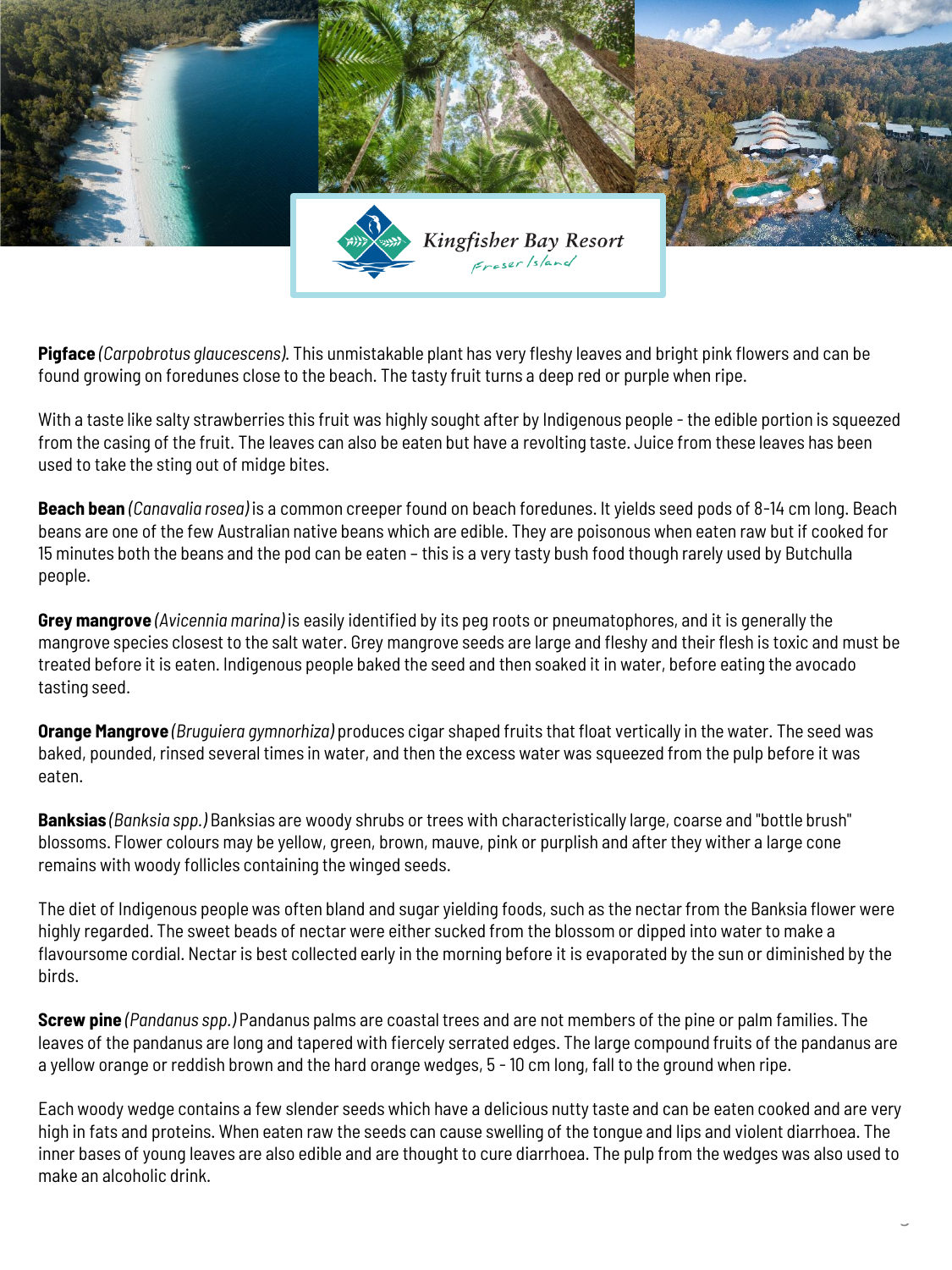**Pigface** *(Carpobrotus glaucescens).* This unmistakable plant has very fleshy leaves and bright pink flowers and can be found growing on foredunes close to the beach. The tasty fruit turns a deep red or purple when ripe.

With a taste like salty strawberries this fruit was highly sought after by Indigenous people - the edible portion is squeezed from the casing of the fruit. The leaves can also be eaten but have a revolting taste. Juice from these leaves has been used to take the sting out of midge bites.

**Beach bean** *(Canavalia rosea)* is a common creeper found on beach foredunes. It yields seed pods of 8-14 cm long. Beach beans are one of the few Australian native beans which are edible. They are poisonous when eaten raw but if cooked for 15 minutes both the beans and the pod can be eaten – this is a very tasty bush food though rarely used by Butchulla people.

**Grey mangrove** *(Avicennia marina)* is easily identified by its peg roots or pneumatophores, and it is generally the mangrove species closest to the salt water. Grey mangrove seeds are large and fleshy and their flesh is toxic and must be treated before it is eaten. Indigenous people baked the seed and then soaked it in water, before eating the avocado tasting seed.

**Orange Mangrove** *(Bruguiera gymnorhiza)* produces cigar shaped fruits that float vertically in the water. The seed was baked, pounded, rinsed several times in water, and then the excess water was squeezed from the pulp before it was eaten.

**Banksias** *(Banksia spp.)* Banksias are woody shrubs or trees with characteristically large, coarse and "bottle brush" blossoms. Flower colours may be yellow, green, brown, mauve, pink or purplish and after they wither a large cone remains with woody follicles containing the winged seeds.

The diet of Indigenous people was often bland and sugar yielding foods, such as the nectar from the Banksia flower were highly regarded. The sweet beads of nectar were either sucked from the blossom or dipped into water to make a flavoursome cordial. Nectar is best collected early in the morning before it is evaporated by the sun or diminished by the birds.

**Screw pine** *(Pandanus spp.)* Pandanus palms are coastal trees and are not members of the pine or palm families. The leaves of the pandanus are long and tapered with fiercely serrated edges. The large compound fruits of the pandanus are a yellow orange or reddish brown and the hard orange wedges, 5 - 10 cm long, fall to the ground when ripe.

Each woody wedge contains a few slender seeds which have a delicious nutty taste and can be eaten cooked and are very high in fats and proteins. When eaten raw the seeds can cause swelling of the tongue and lips and violent diarrhoea. The inner bases of young leaves are also edible and are thought to cure diarrhoea. The pulp from the wedges was also used to make an alcoholic drink.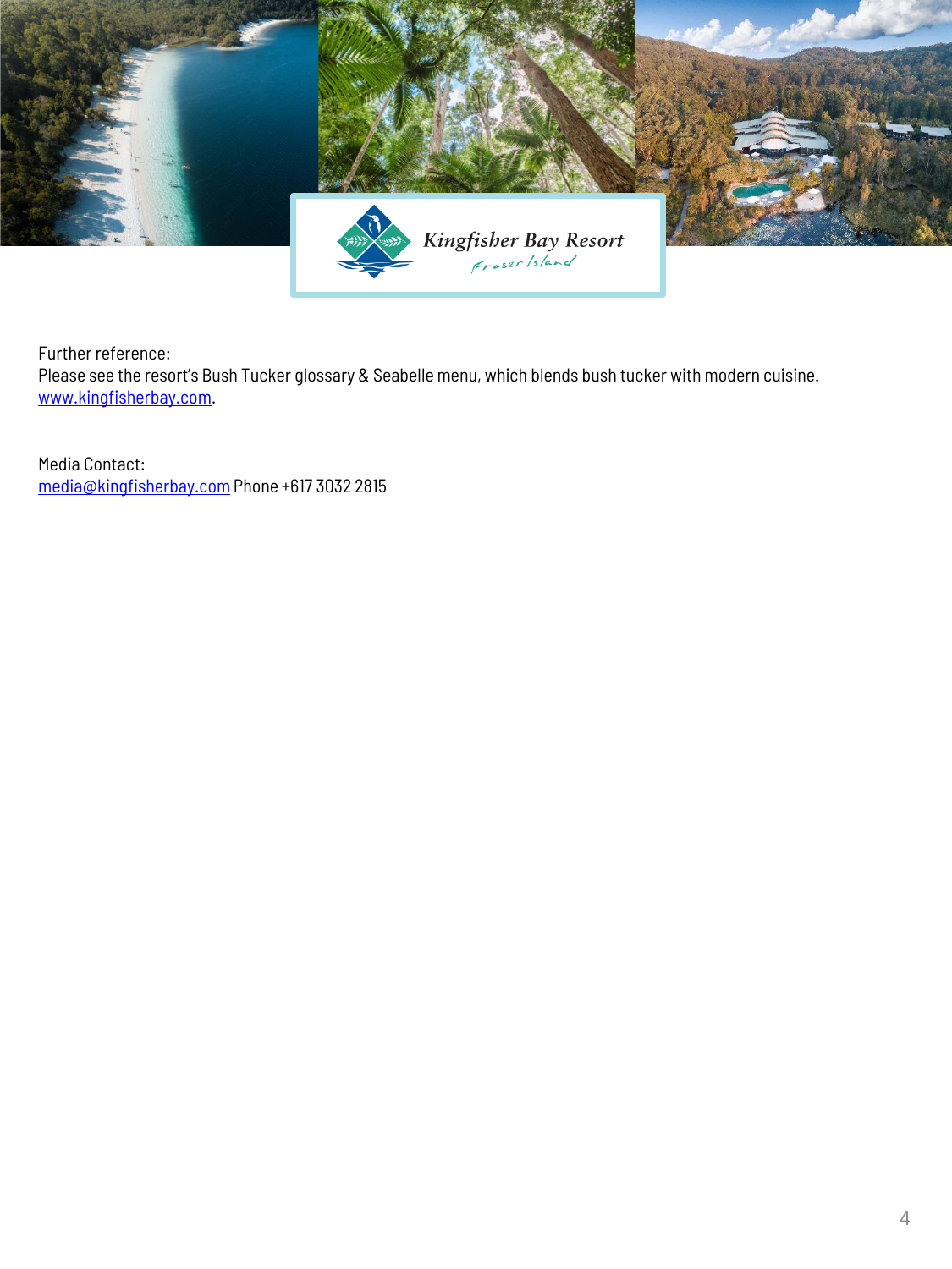Further reference:
Please see the resort's Bush Tucker glossary & Seabelle menu, which blends bush tucker with modern cuisine. [www.kingfisherbay.com](http://www.kingfisherbay.com).

Media Contact:
[media@kingfisherbay.com](mailto:media@kingfisherbay.com) Phone +617 3032 2815